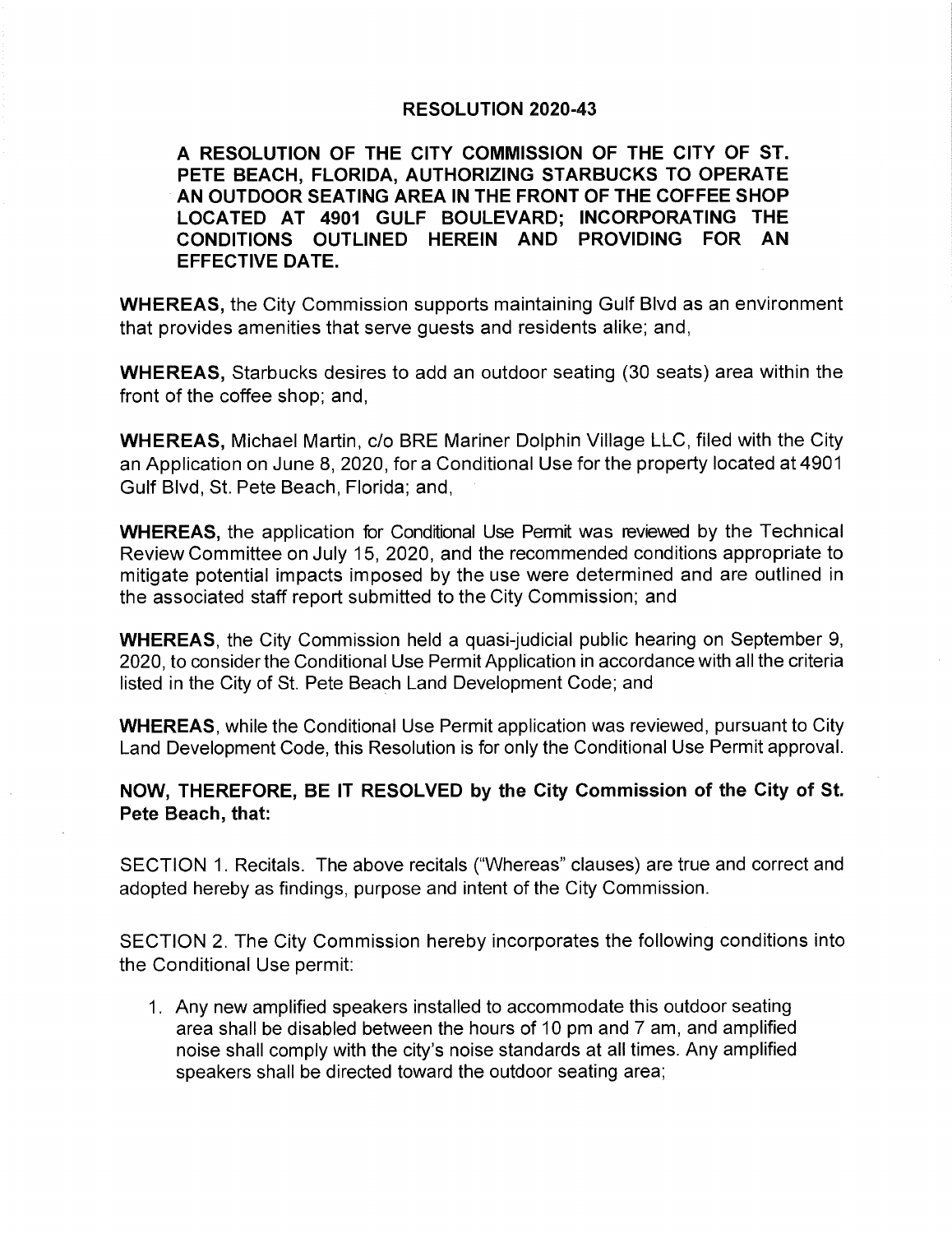# RESOLUTION 2020-43

**A RESOLUTION OF THE CITY COMMISSION OF THE CITY OF ST. PETE BEACH, FLORIDA, AUTHORIZING STARBUCKS TO OPERATE AN OUTDOOR SEATING AREA IN THE FRONT OF THE COFFEE SHOP LOCATED AT 4901 GULF BOULEVARD; INCORPORATING THE CONDITIONS OUTLINED HEREIN AND PROVIDING FOR AN EFFECTIVE DATE.**

**WHEREAS,** the City Commission supports maintaining Gulf Blvd as an environment that provides amenities that serve guests and residents alike; and,

**WHEREAS,** Starbucks desires to add an outdoor seating (30 seats) area within the front of the coffee shop; and,

**WHEREAS,** Michael Martin, c/o BRE Mariner Dolphin Village LLC, filed with the City an Application on June 8, 2020, for a Conditional Use for the property located at 4901 Gulf Blvd, St. Pete Beach, Florida; and,

**WHEREAS,** the application for Conditional Use Permit was reviewed by the Technical Review Committee on July 15, 2020, and the recommended conditions appropriate to mitigate potential impacts imposed by the use were determined and are outlined in the associated staff report submitted to the City Commission; and

**WHEREAS**, the City Commission held a quasi-judicial public hearing on September 9, 2020, to consider the Conditional Use Permit Application in accordance with all the criteria listed in the City of St. Pete Beach Land Development Code; and

**WHEREAS**, while the Conditional Use Permit application was reviewed, pursuant to City Land Development Code, this Resolution is for only the Conditional Use Permit approval.

**NOW, THEREFORE, BE IT RESOLVED by the City Commission of the City of St. Pete Beach, that:**

SECTION 1. Recitals. The above recitals ("Whereas" clauses) are true and correct and adopted hereby as findings, purpose and intent of the City Commission.

SECTION 2. The City Commission hereby incorporates the following conditions into the Conditional Use permit:

1. Any new amplified speakers installed to accommodate this outdoor seating area shall be disabled between the hours of 10 pm and 7 am, and amplified noise shall comply with the city's noise standards at all times. Any amplified speakers shall be directed toward the outdoor seating area;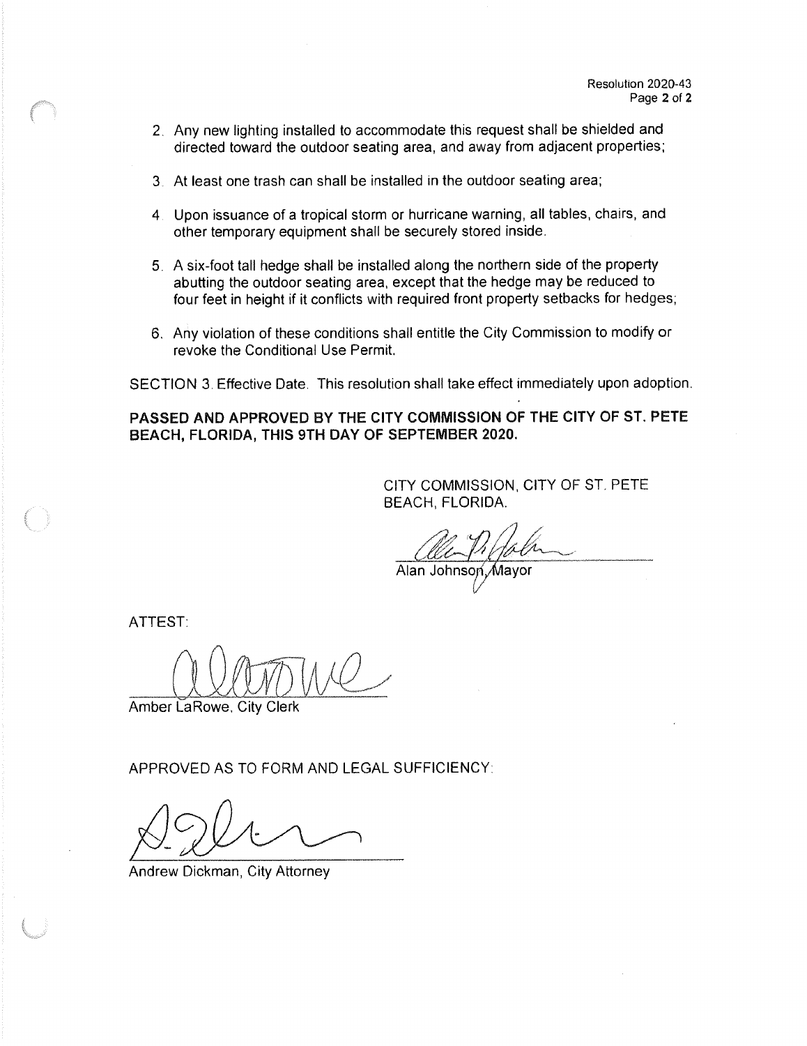2. Any new lighting installed to accommodate this request shall be shielded and directed toward the outdoor seating area, and away from adjacent properties;

3. At least one trash can shall be installed in the outdoor seating area;

4. Upon issuance of a tropical storm or hurricane warning, all tables, chairs, and other temporary equipment shall be securely stored inside.

5. A six-foot tall hedge shall be installed along the northern side of the property abutting the outdoor seating area, except that the hedge may be reduced to four feet in height if it conflicts with required front property setbacks for hedges;

6. Any violation of these conditions shall entitle the City Commission to modify or revoke the Conditional Use Permit.

SECTION 3. Effective Date. This resolution shall take effect immediately upon adoption.

**PASSED AND APPROVED BY THE CITY COMMISSION OF THE CITY OF ST. PETE BEACH, FLORIDA, THIS 9TH DAY OF SEPTEMBER 2020.**

CITY COMMISSION, CITY OF ST. PETE BEACH, FLORIDA.

Alan Johnson, Mayor

ATTEST:

Amber LaRowe, City Clerk

APPROVED AS TO FORM AND LEGAL SUFFICIENCY:

Andrew Dickman, City Attorney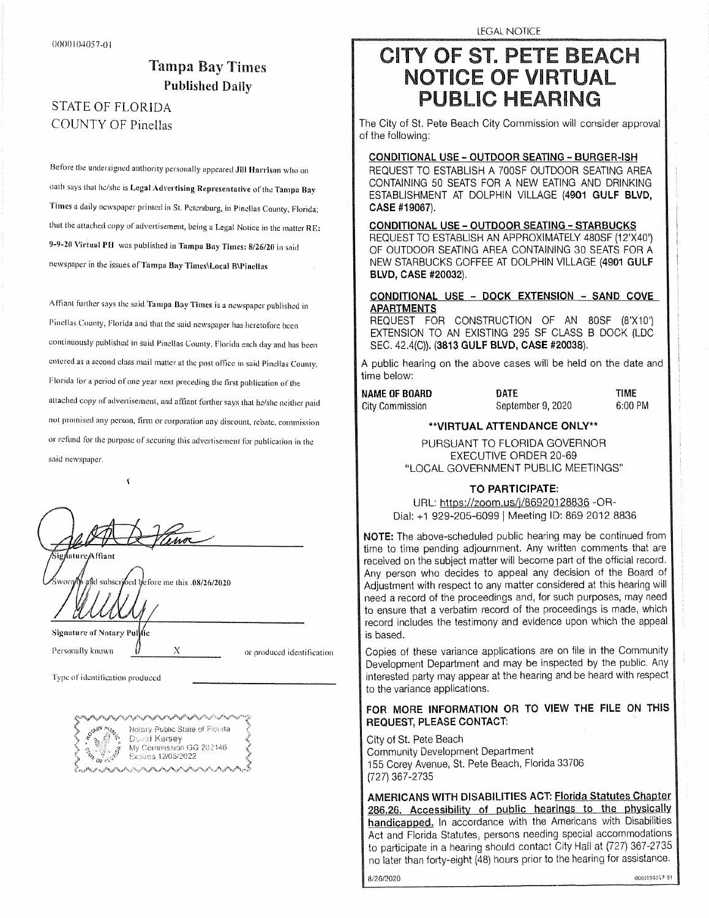0000104057-01

## Tampa Bay Times
**Published Daily**

STATE OF FLORIDA
COUNTY OF Pinellas

Before the undersigned authority personally appeared **Jill Harrison** who on oath says that he/she is **Legal Advertising Representative** of the **Tampa Bay Times** a daily newspaper printed in St. Petersburg, in Pinellas County, Florida; that the attached copy of advertisement, being a Legal Notice in the matter RE: **9-9-20 Virtual PH** was published in **Tampa Bay Times: 8/26/20** in said newspaper in the issues of **Tampa Bay Times\Local B\Pinellas**

Affiant further says the said **Tampa Bay Times** is a newspaper published in Pinellas County, Florida and that the said newspaper has heretofore been continuously published in said Pinellas County, Florida each day and has been entered as a second class mail matter at the post office in said Pinellas County, Florida for a period of one year next preceding the first publication of the attached copy of advertisement, and affiant further says that he/she neither paid not promised any person, firm or corporation any discount, rebate, commission or refund for the purpose of securing this advertisement for publication in the said newspaper.

**Signature Affiant**

Sworn to and subscribed before me this .08/26/2020

**Signature of Notary Public**

Personally known X or produced identification

Type of identification produced ____________

Notary Public State of Florida
David Kersey
My Commission GG 282146
Expires 12/05/2022

LEGAL NOTICE

# CITY OF ST. PETE BEACH NOTICE OF VIRTUAL PUBLIC HEARING

The City of St. Pete Beach City Commission will consider approval of the following:

**CONDITIONAL USE - OUTDOOR SEATING - BURGER-ISH**
REQUEST TO ESTABLISH A 700SF OUTDOOR SEATING AREA CONTAINING 50 SEATS FOR A NEW EATING AND DRINKING ESTABLISHMENT AT DOLPHIN VILLAGE (**4901 GULF BLVD, CASE #19067**).

**CONDITIONAL USE - OUTDOOR SEATING - STARBUCKS**
REQUEST TO ESTABLISH AN APPROXIMATELY 480SF (12'X40') OF OUTDOOR SEATING AREA CONTAINING 30 SEATS FOR A NEW STARBUCKS COFFEE AT DOLPHIN VILLAGE (**4901 GULF BLVD, CASE #20032**).

**CONDITIONAL USE - DOCK EXTENSION - SAND COVE APARTMENTS**
REQUEST FOR CONSTRUCTION OF AN 80SF (8'X10') EXTENSION TO AN EXISTING 295 SF CLASS B DOCK (LDC SEC. 42.4(C)). (**3813 GULF BLVD, CASE #20038**).

A public hearing on the above cases will be held on the date and time below:

| NAME OF BOARD | DATE | TIME |
|---|---|---|
| City Commission | September 9, 2020 | 6:00 PM |

**\*\*VIRTUAL ATTENDANCE ONLY\*\***

PURSUANT TO FLORIDA GOVERNOR EXECUTIVE ORDER 20-69 "LOCAL GOVERNMENT PUBLIC MEETINGS"

**TO PARTICIPATE:**

URL: https://zoom.us/j/86920128836 -OR-
Dial: +1 929-205-6099 | Meeting ID: 869 2012 8836

**NOTE:** The above-scheduled public hearing may be continued from time to time pending adjournment. Any written comments that are received on the subject matter will become part of the official record. Any person who decides to appeal any decision of the Board of Adjustment with respect to any matter considered at this hearing will need a record of the proceedings and, for such purposes, may need to ensure that a verbatim record of the proceedings is made, which record includes the testimony and evidence upon which the appeal is based.

Copies of these variance applications are on file in the Community Development Department and may be inspected by the public. Any interested party may appear at the hearing and be heard with respect to the variance applications.

**FOR MORE INFORMATION OR TO VIEW THE FILE ON THIS REQUEST, PLEASE CONTACT:**

City of St. Pete Beach
Community Development Department
155 Corey Avenue, St. Pete Beach, Florida 33706
(727) 367-2735

**AMERICANS WITH DISABILITIES ACT: Florida Statutes Chapter 286.26. Accessibility of public hearings to the physically handicapped.** In accordance with the Americans with Disabilities Act and Florida Statutes, persons needing special accommodations to participate in a hearing should contact City Hall at (727) 367-2735 no later than forty-eight (48) hours prior to the hearing for assistance.

8/26/2020 0000104057-01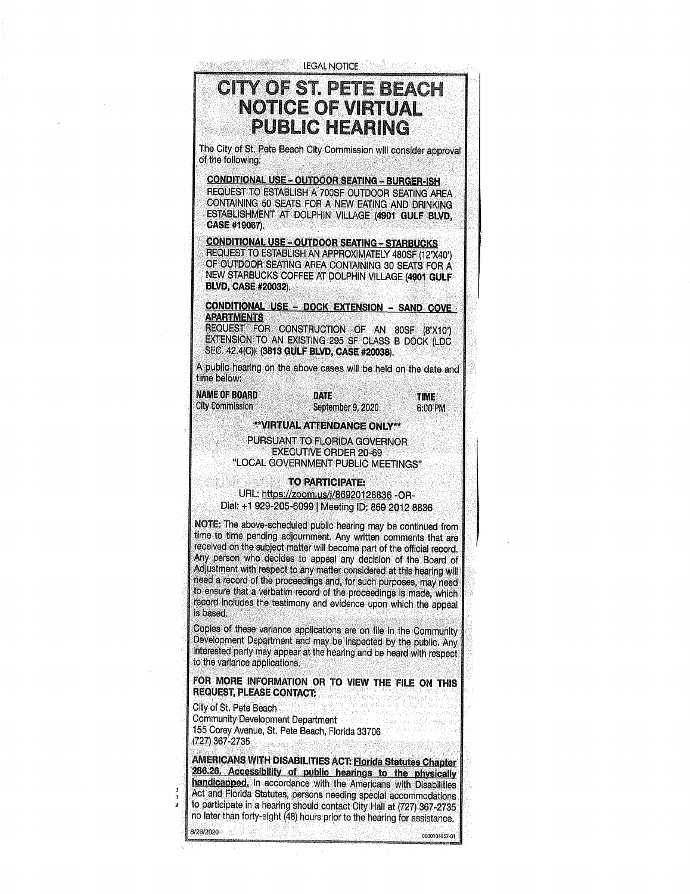LEGAL NOTICE

# CITY OF ST. PETE BEACH NOTICE OF VIRTUAL PUBLIC HEARING

The City of St. Pete Beach City Commission will consider approval of the following:

**CONDITIONAL USE – OUTDOOR SEATING – BURGER-ISH**
REQUEST TO ESTABLISH A 700SF OUTDOOR SEATING AREA CONTAINING 50 SEATS FOR A NEW EATING AND DRINKING ESTABLISHMENT AT DOLPHIN VILLAGE **(4901 GULF BLVD, CASE #19067)**.

**CONDITIONAL USE – OUTDOOR SEATING – STARBUCKS**
REQUEST TO ESTABLISH AN APPROXIMATELY 480SF (12'X40') OF OUTDOOR SEATING AREA CONTAINING 30 SEATS FOR A NEW STARBUCKS COFFEE AT DOLPHIN VILLAGE **(4901 GULF BLVD, CASE #20032)**.

**CONDITIONAL USE – DOCK EXTENSION – SAND COVE APARTMENTS**
REQUEST FOR CONSTRUCTION OF AN 80SF (8'X10') EXTENSION TO AN EXISTING 295 SF CLASS B DOCK (LDC SEC. 42.4(C)). **(3813 GULF BLVD, CASE #20038)**.

A public hearing on the above cases will be held on the date and time below:

| NAME OF BOARD | DATE | TIME |
|---|---|---|
| City Commission | September 9, 2020 | 6:00 PM |

****VIRTUAL ATTENDANCE ONLY****

PURSUANT TO FLORIDA GOVERNOR EXECUTIVE ORDER 20-69 "LOCAL GOVERNMENT PUBLIC MEETINGS"

**TO PARTICIPATE:**

URL: https://zoom.us/j/86920128836 -OR-
Dial: +1 929-205-6099 | Meeting ID: 869 2012 8836

**NOTE:** The above-scheduled public hearing may be continued from time to time pending adjournment. Any written comments that are received on the subject matter will become part of the official record. Any person who decides to appeal any decision of the Board of Adjustment with respect to any matter considered at this hearing will need a record of the proceedings and, for such purposes, may need to ensure that a verbatim record of the proceedings is made, which record includes the testimony and evidence upon which the appeal is based.

Copies of these variance applications are on file in the Community Development Department and may be inspected by the public. Any interested party may appear at the hearing and be heard with respect to the variance applications.

**FOR MORE INFORMATION OR TO VIEW THE FILE ON THIS REQUEST, PLEASE CONTACT:**

City of St. Pete Beach
Community Development Department
155 Corey Avenue, St. Pete Beach, Florida 33706
(727) 367-2735

**AMERICANS WITH DISABILITIES ACT: Florida Statutes Chapter 286.26, Accessibility of public hearings to the physically handicapped.** In accordance with the Americans with Disabilities Act and Florida Statutes, persons needing special accommodations to participate in a hearing should contact City Hall at (727) 367-2735 no later than forty-eight (48) hours prior to the hearing for assistance.

8/26/2020 0000104057-01